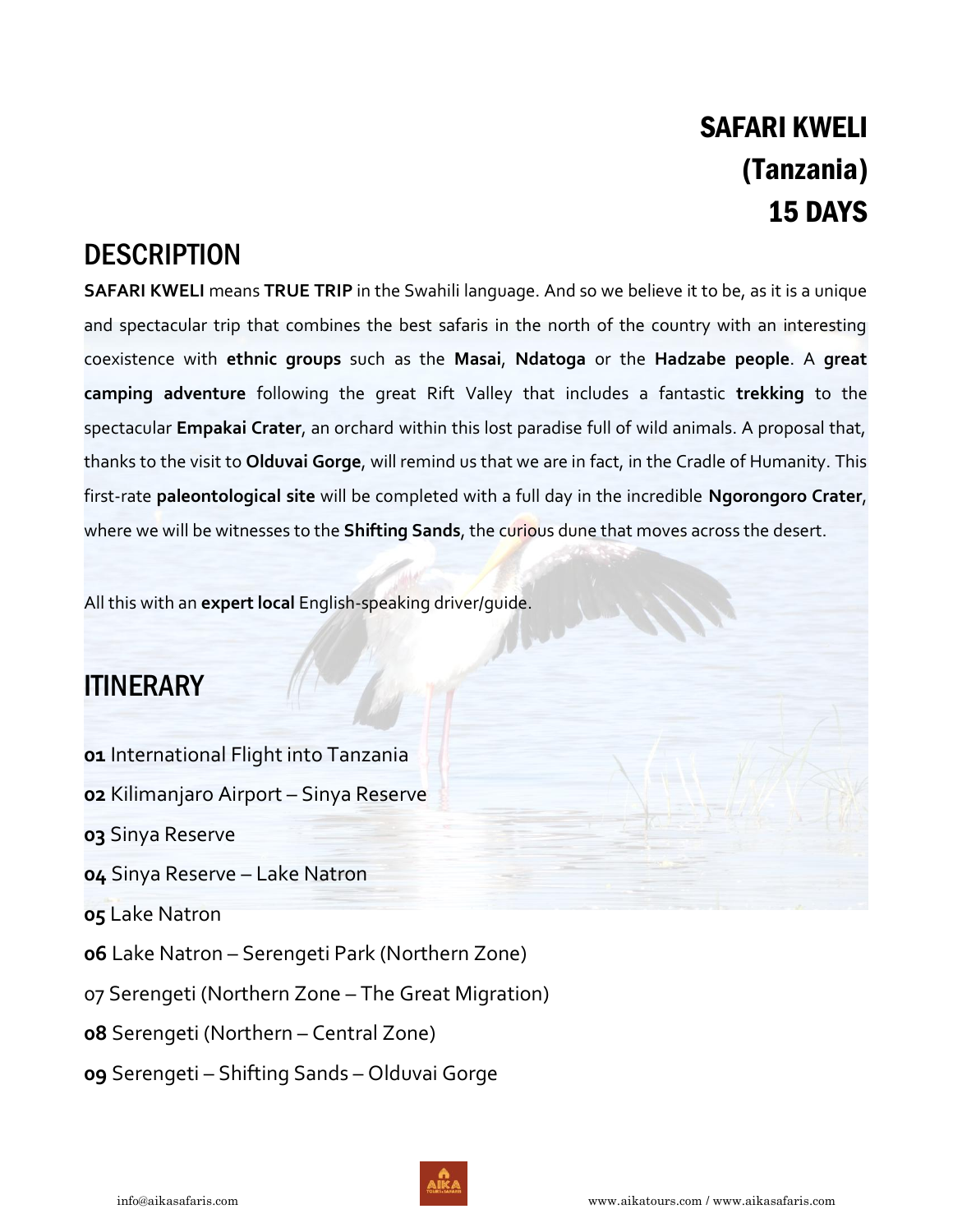# SAFARI KWELI (Tanzania) 15 DAYS

## DESCRIPTION

**SAFARI KWELI** means **TRUE TRIP** in the Swahili language. And so we believe it to be, as it is a unique and spectacular trip that combines the best safaris in the north of the country with an interesting coexistence with **ethnic groups** such as the **Masai**, **Ndatoga** or the **Hadzabe people**. A **great camping adventure** following the great Rift Valley that includes a fantastic **trekking** to the spectacular **Empakai Crater**, an orchard within this lost paradise full of wild animals. A proposal that, thanks to the visit to **Olduvai Gorge**, will remind us that we are in fact, in the Cradle of Humanity. This first-rate **paleontological site** will be completed with a full day in the incredible **Ngorongoro Crater**, where we will be witnesses to the **Shifting Sands**, the curious dune that moves across the desert.

All this with an **expert local** English-speaking driver/guide.

## ITINERARY

**01** International Flight into Tanzania

**02** Kilimanjaro Airport – Sinya Reserve

**03** Sinya Reserve

**04** Sinya Reserve – Lake Natron

**05** Lake Natron

**06** Lake Natron – Serengeti Park (Northern Zone)

07 Serengeti (Northern Zone – The Great Migration)

**08** Serengeti (Northern – Central Zone)

**09** Serengeti – Shifting Sands – Olduvai Gorge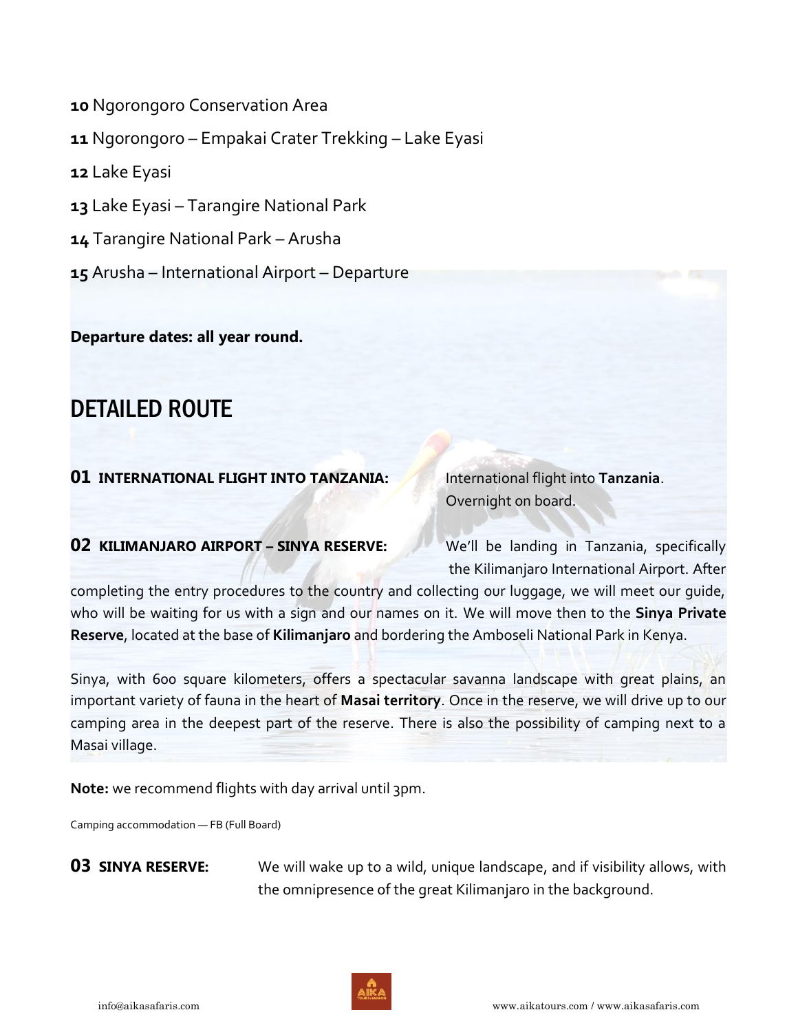**10** Ngorongoro Conservation Area

**11** Ngorongoro – Empakai Crater Trekking – Lake Eyasi

**12** Lake Eyasi

**13** Lake Eyasi – Tarangire National Park

**14** Tarangire National Park – Arusha

**15** Arusha – International Airport – Departure

**Departure dates: all year round.**

## DETAILED ROUTE

**01 INTERNATIONAL FLIGHT INTO TANZANIA:** International flight into **Tanzania**. Overnight on board.

**02 KILIMANJARO AIRPORT – SINYA RESERVE:** We'll be landing in Tanzania, specifically the Kilimanjaro International Airport. After completing the entry procedures to the country and collecting our luggage, we will meet our guide, who will be waiting for us with a sign and our names on it. We will move then to the **Sinya Private Reserve**, located at the base of **Kilimanjaro** and bordering the Amboseli National Park in Kenya.

Sinya, with 600 square kilometers, offers a spectacular savanna landscape with great plains, an important variety of fauna in the heart of **Masai territory**. Once in the reserve, we will drive up to our camping area in the deepest part of the reserve. There is also the possibility of camping next to a Masai village.

**Note:** we recommend flights with day arrival until 3pm.

Camping accommodation — FB (Full Board)

**03 SINYA RESERVE:** We will wake up to a wild, unique landscape, and if visibility allows, with the omnipresence of the great Kilimanjaro in the background.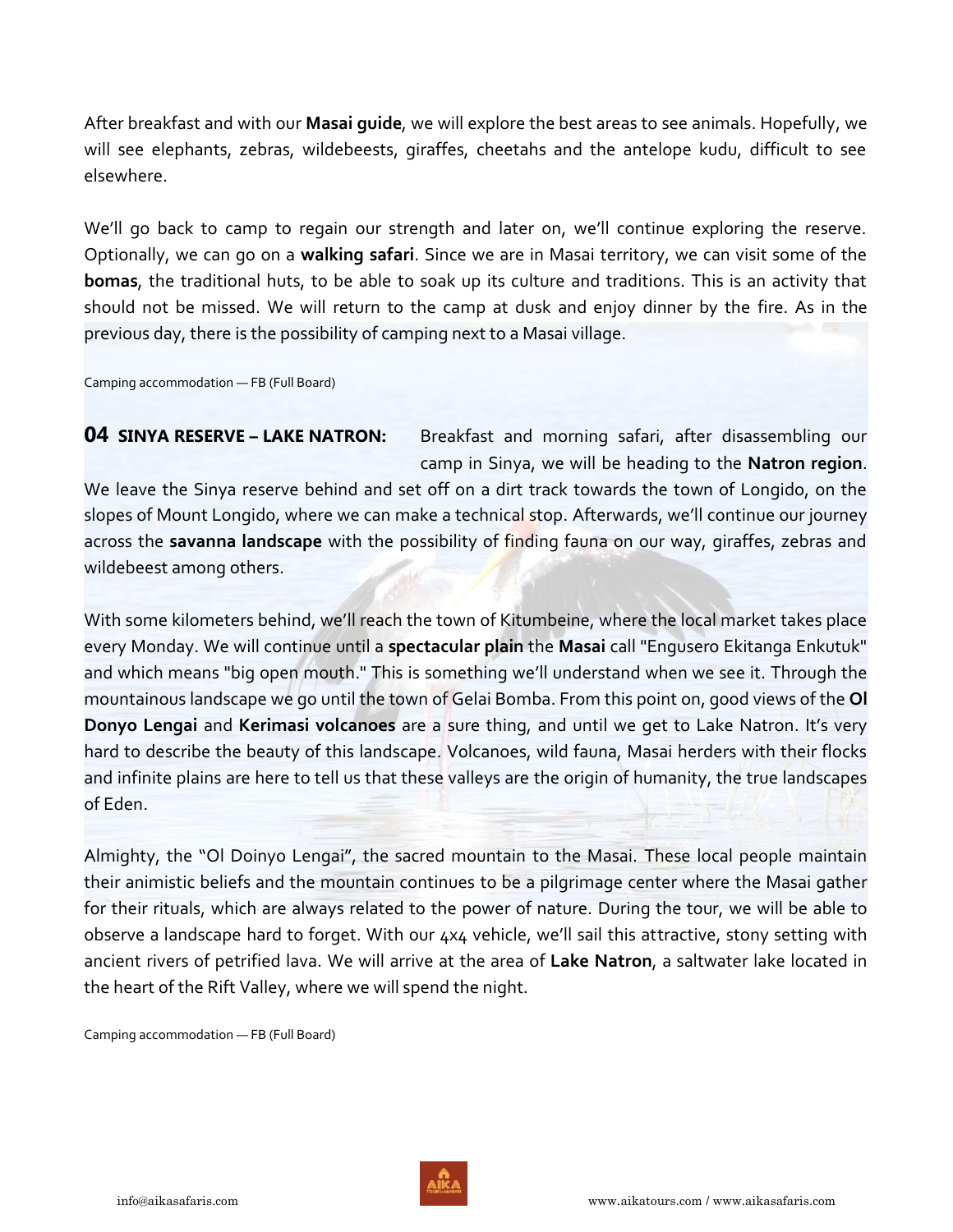After breakfast and with our **Masai guide**, we will explore the best areas to see animals. Hopefully, we will see elephants, zebras, wildebeests, giraffes, cheetahs and the antelope kudu, difficult to see elsewhere.

We'll go back to camp to regain our strength and later on, we'll continue exploring the reserve. Optionally, we can go on a **walking safari**. Since we are in Masai territory, we can visit some of the **bomas**, the traditional huts, to be able to soak up its culture and traditions. This is an activity that should not be missed. We will return to the camp at dusk and enjoy dinner by the fire. As in the previous day, there is the possibility of camping next to a Masai village.

Camping accommodation — FB (Full Board)

## 04 SINYA RESERVE – LAKE NATRON:

Breakfast and morning safari, after disassembling our camp in Sinya, we will be heading to the **Natron region**. We leave the Sinya reserve behind and set off on a dirt track towards the town of Longido, on the slopes of Mount Longido, where we can make a technical stop. Afterwards, we'll continue our journey across the **savanna landscape** with the possibility of finding fauna on our way, giraffes, zebras and wildebeest among others.

With some kilometers behind, we'll reach the town of Kitumbeine, where the local market takes place every Monday. We will continue until a **spectacular plain** the **Masai** call "Engusero Ekitanga Enkutuk" and which means "big open mouth." This is something we'll understand when we see it. Through the mountainous landscape we go until the town of Gelai Bomba. From this point on, good views of the **Ol Donyo Lengai** and **Kerimasi volcanoes** are a sure thing, and until we get to Lake Natron. It's very hard to describe the beauty of this landscape. Volcanoes, wild fauna, Masai herders with their flocks and infinite plains are here to tell us that these valleys are the origin of humanity, the true landscapes of Eden.

Almighty, the "Ol Doinyo Lengai", the sacred mountain to the Masai. These local people maintain their animistic beliefs and the mountain continues to be a pilgrimage center where the Masai gather for their rituals, which are always related to the power of nature. During the tour, we will be able to observe a landscape hard to forget. With our 4x4 vehicle, we'll sail this attractive, stony setting with ancient rivers of petrified lava. We will arrive at the area of **Lake Natron**, a saltwater lake located in the heart of the Rift Valley, where we will spend the night.

Camping accommodation — FB (Full Board)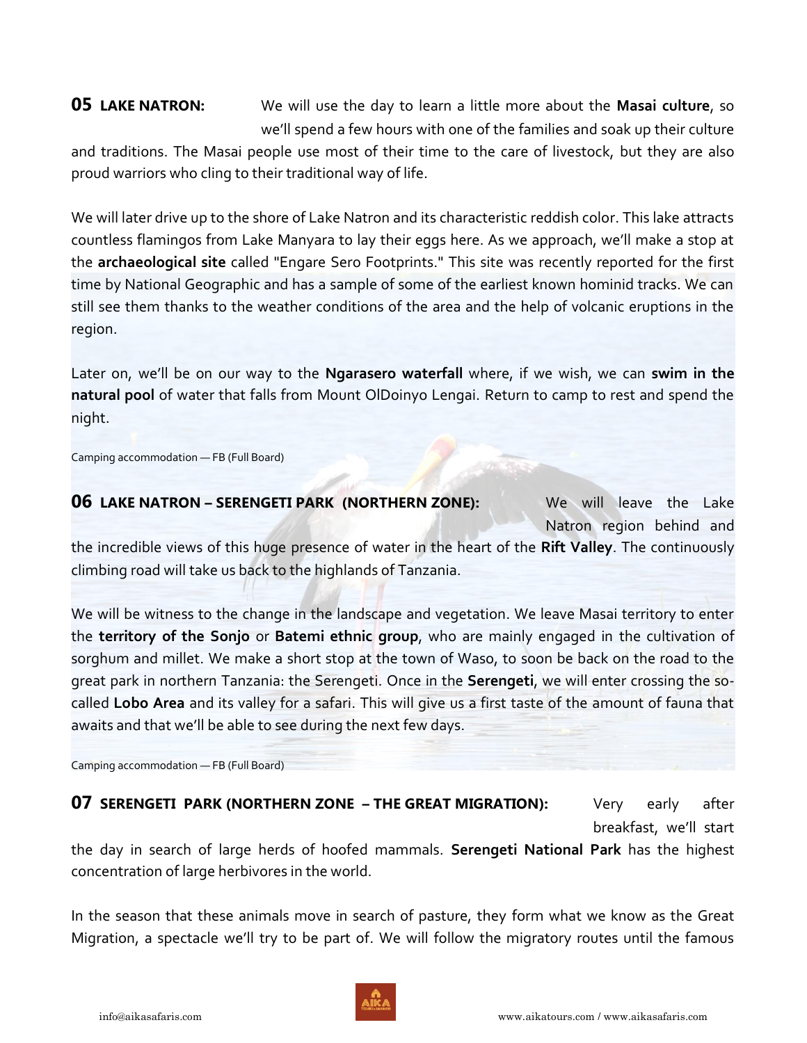**05 LAKE NATRON:** We will use the day to learn a little more about the **Masai culture**, so we'll spend a few hours with one of the families and soak up their culture and traditions. The Masai people use most of their time to the care of livestock, but they are also proud warriors who cling to their traditional way of life.

We will later drive up to the shore of Lake Natron and its characteristic reddish color. This lake attracts countless flamingos from Lake Manyara to lay their eggs here. As we approach, we'll make a stop at the **archaeological site** called "Engare Sero Footprints." This site was recently reported for the first time by National Geographic and has a sample of some of the earliest known hominid tracks. We can still see them thanks to the weather conditions of the area and the help of volcanic eruptions in the region.

Later on, we'll be on our way to the **Ngarasero waterfall** where, if we wish, we can **swim in the natural pool** of water that falls from Mount OlDoinyo Lengai. Return to camp to rest and spend the night.

Camping accommodation — FB (Full Board)

**06 LAKE NATRON – SERENGETI PARK (NORTHERN ZONE):** We will leave the Lake Natron region behind and the incredible views of this huge presence of water in the heart of the **Rift Valley**. The continuously climbing road will take us back to the highlands of Tanzania.

We will be witness to the change in the landscape and vegetation. We leave Masai territory to enter the **territory of the Sonjo** or **Batemi ethnic group**, who are mainly engaged in the cultivation of sorghum and millet. We make a short stop at the town of Waso, to soon be back on the road to the great park in northern Tanzania: the Serengeti. Once in the **Serengeti**, we will enter crossing the so-called **Lobo Area** and its valley for a safari. This will give us a first taste of the amount of fauna that awaits and that we'll be able to see during the next few days.

Camping accommodation — FB (Full Board)

**07 SERENGETI PARK (NORTHERN ZONE – THE GREAT MIGRATION):** Very early after breakfast, we'll start the day in search of large herds of hoofed mammals. **Serengeti National Park** has the highest concentration of large herbivores in the world.

In the season that these animals move in search of pasture, they form what we know as the Great Migration, a spectacle we'll try to be part of. We will follow the migratory routes until the famous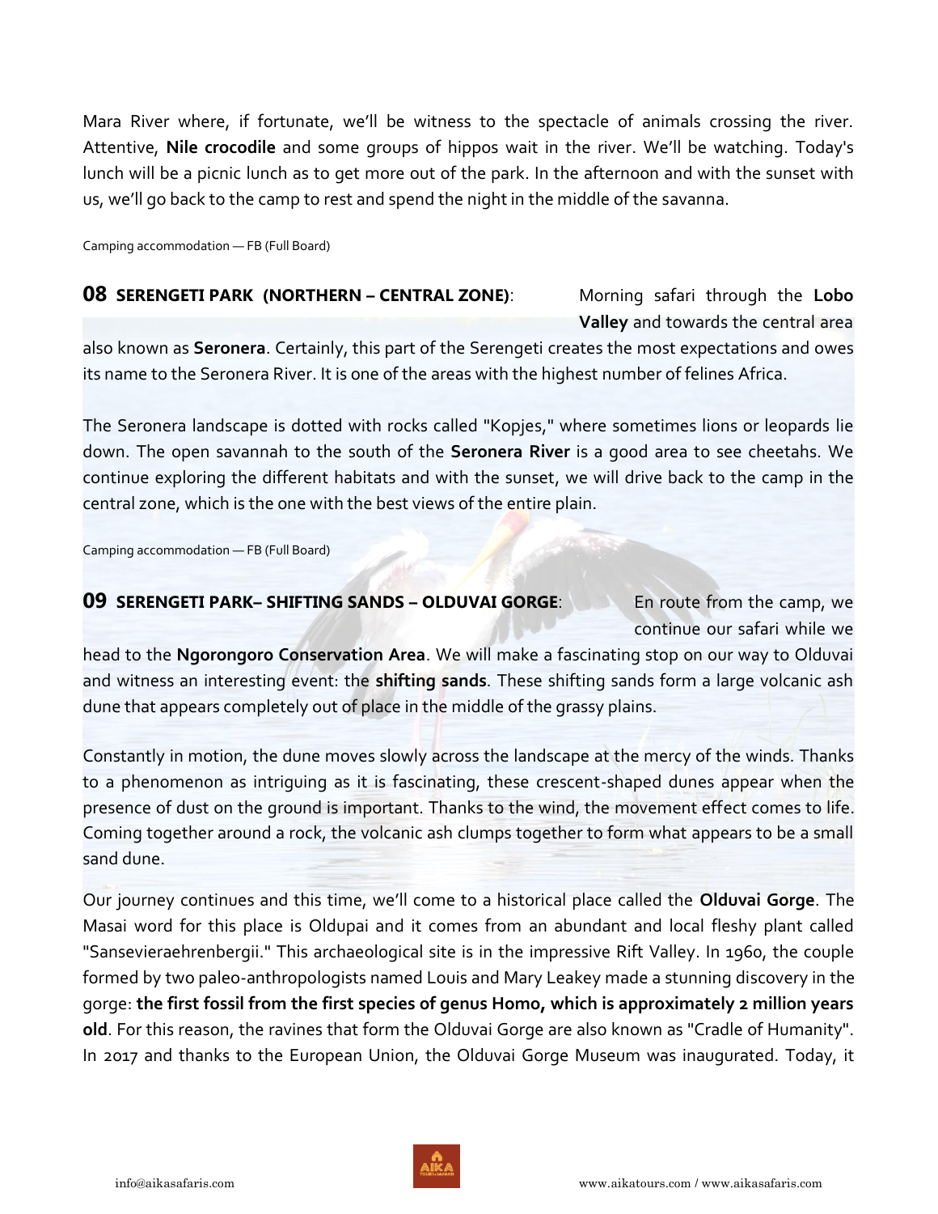Mara River where, if fortunate, we'll be witness to the spectacle of animals crossing the river. Attentive, **Nile crocodile** and some groups of hippos wait in the river. We'll be watching. Today's lunch will be a picnic lunch as to get more out of the park. In the afternoon and with the sunset with us, we'll go back to the camp to rest and spend the night in the middle of the savanna.

Camping accommodation — FB (Full Board)

## 08 SERENGETI PARK (NORTHERN – CENTRAL ZONE):

Morning safari through the **Lobo Valley** and towards the central area also known as **Seronera**. Certainly, this part of the Serengeti creates the most expectations and owes its name to the Seronera River. It is one of the areas with the highest number of felines Africa.

The Seronera landscape is dotted with rocks called "Kopjes," where sometimes lions or leopards lie down. The open savannah to the south of the **Seronera River** is a good area to see cheetahs. We continue exploring the different habitats and with the sunset, we will drive back to the camp in the central zone, which is the one with the best views of the entire plain.

Camping accommodation — FB (Full Board)

## 09 SERENGETI PARK– SHIFTING SANDS – OLDUVAI GORGE:

En route from the camp, we continue our safari while we head to the **Ngorongoro Conservation Area**. We will make a fascinating stop on our way to Olduvai and witness an interesting event: the **shifting sands**. These shifting sands form a large volcanic ash dune that appears completely out of place in the middle of the grassy plains.

Constantly in motion, the dune moves slowly across the landscape at the mercy of the winds. Thanks to a phenomenon as intriguing as it is fascinating, these crescent-shaped dunes appear when the presence of dust on the ground is important. Thanks to the wind, the movement effect comes to life. Coming together around a rock, the volcanic ash clumps together to form what appears to be a small sand dune.

Our journey continues and this time, we'll come to a historical place called the **Olduvai Gorge**. The Masai word for this place is Oldupai and it comes from an abundant and local fleshy plant called "Sansevieraehrenbergii." This archaeological site is in the impressive Rift Valley. In 1960, the couple formed by two paleo-anthropologists named Louis and Mary Leakey made a stunning discovery in the gorge: **the first fossil from the first species of genus Homo, which is approximately 2 million years old**. For this reason, the ravines that form the Olduvai Gorge are also known as "Cradle of Humanity". In 2017 and thanks to the European Union, the Olduvai Gorge Museum was inaugurated. Today, it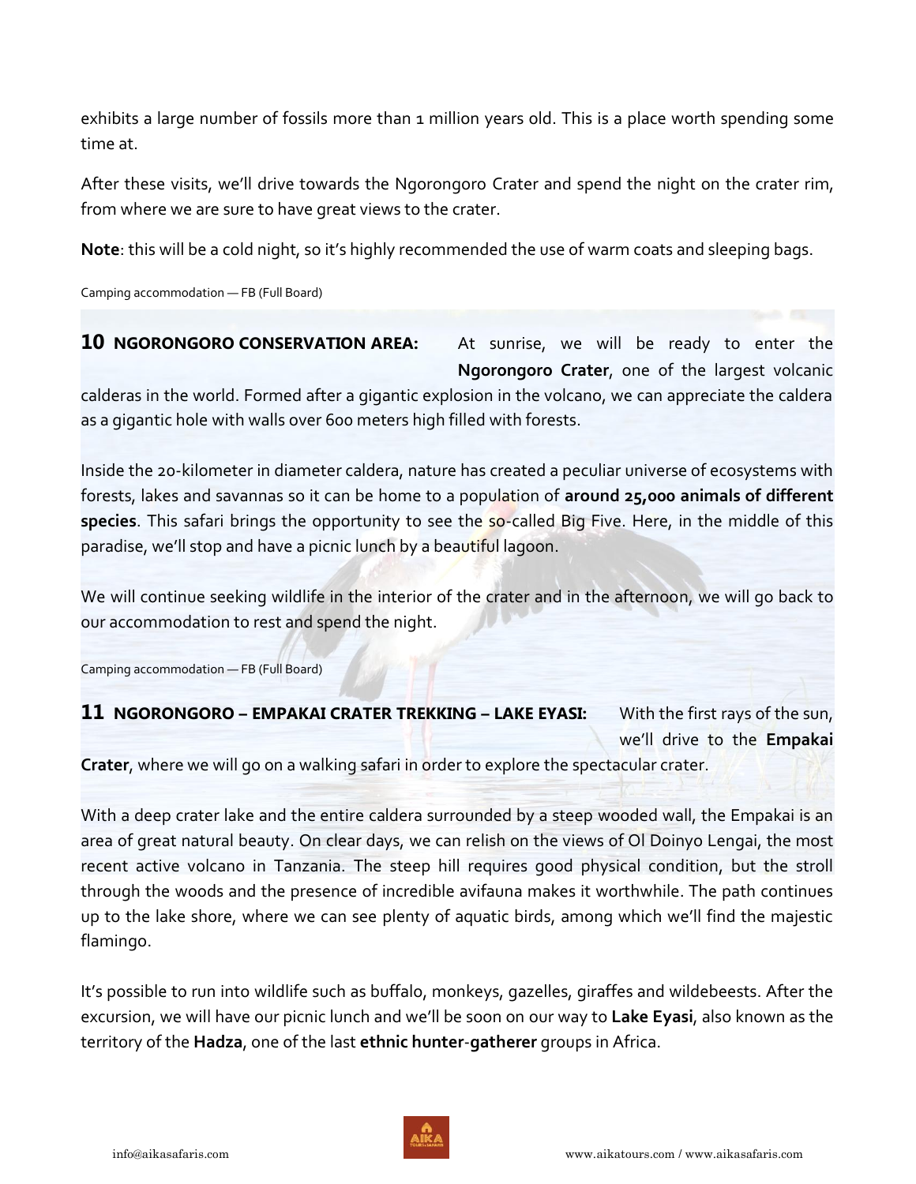exhibits a large number of fossils more than 1 million years old. This is a place worth spending some time at.

After these visits, we'll drive towards the Ngorongoro Crater and spend the night on the crater rim, from where we are sure to have great views to the crater.

**Note**: this will be a cold night, so it's highly recommended the use of warm coats and sleeping bags.

Camping accommodation — FB (Full Board)

**10 NGORONGORO CONSERVATION AREA:** At sunrise, we will be ready to enter the **Ngorongoro Crater**, one of the largest volcanic calderas in the world. Formed after a gigantic explosion in the volcano, we can appreciate the caldera as a gigantic hole with walls over 600 meters high filled with forests.

Inside the 20-kilometer in diameter caldera, nature has created a peculiar universe of ecosystems with forests, lakes and savannas so it can be home to a population of **around 25,000 animals of different species**. This safari brings the opportunity to see the so-called Big Five. Here, in the middle of this paradise, we'll stop and have a picnic lunch by a beautiful lagoon.

We will continue seeking wildlife in the interior of the crater and in the afternoon, we will go back to our accommodation to rest and spend the night.

Camping accommodation — FB (Full Board)

**11 NGORONGORO – EMPAKAI CRATER TREKKING – LAKE EYASI:** With the first rays of the sun, we'll drive to the **Empakai Crater**, where we will go on a walking safari in order to explore the spectacular crater.

With a deep crater lake and the entire caldera surrounded by a steep wooded wall, the Empakai is an area of great natural beauty. On clear days, we can relish on the views of Ol Doinyo Lengai, the most recent active volcano in Tanzania. The steep hill requires good physical condition, but the stroll through the woods and the presence of incredible avifauna makes it worthwhile. The path continues up to the lake shore, where we can see plenty of aquatic birds, among which we'll find the majestic flamingo.

It's possible to run into wildlife such as buffalo, monkeys, gazelles, giraffes and wildebeests. After the excursion, we will have our picnic lunch and we'll be soon on our way to **Lake Eyasi**, also known as the territory of the **Hadza**, one of the last **ethnic hunter**-**gatherer** groups in Africa.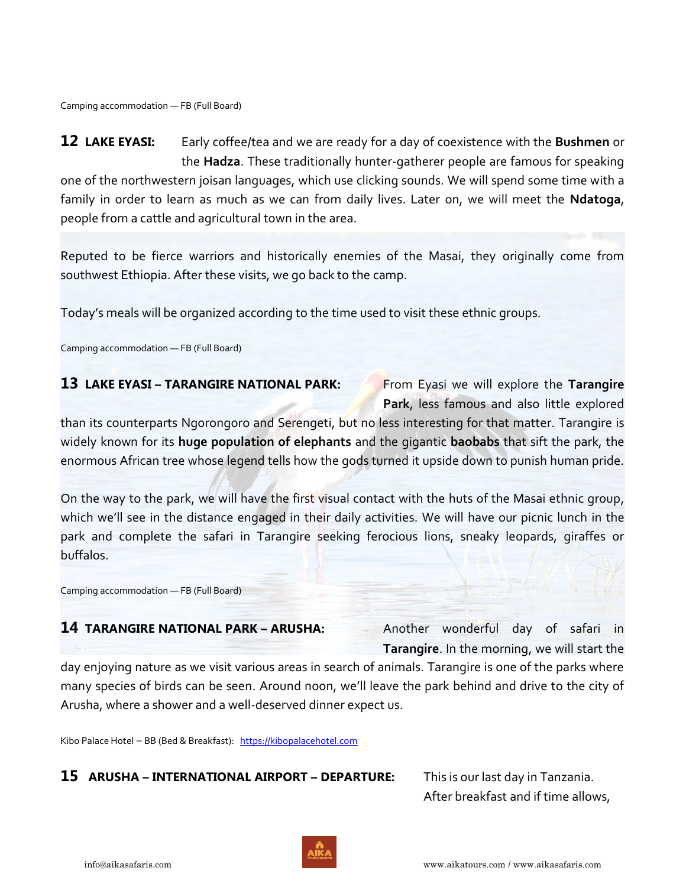Camping accommodation — FB (Full Board)

**12 LAKE EYASI:** Early coffee/tea and we are ready for a day of coexistence with the **Bushmen** or the **Hadza**. These traditionally hunter-gatherer people are famous for speaking one of the northwestern joisan languages, which use clicking sounds. We will spend some time with a family in order to learn as much as we can from daily lives. Later on, we will meet the **Ndatoga**, people from a cattle and agricultural town in the area.

Reputed to be fierce warriors and historically enemies of the Masai, they originally come from southwest Ethiopia. After these visits, we go back to the camp.

Today's meals will be organized according to the time used to visit these ethnic groups.

Camping accommodation — FB (Full Board)

**13 LAKE EYASI – TARANGIRE NATIONAL PARK:** From Eyasi we will explore the **Tarangire Park**, less famous and also little explored than its counterparts Ngorongoro and Serengeti, but no less interesting for that matter. Tarangire is widely known for its **huge population of elephants** and the gigantic **baobabs** that sift the park, the enormous African tree whose legend tells how the gods turned it upside down to punish human pride.

On the way to the park, we will have the first visual contact with the huts of the Masai ethnic group, which we'll see in the distance engaged in their daily activities. We will have our picnic lunch in the park and complete the safari in Tarangire seeking ferocious lions, sneaky leopards, giraffes or buffalos.

Camping accommodation — FB (Full Board)

**14 TARANGIRE NATIONAL PARK – ARUSHA:** Another wonderful day of safari in **Tarangire**. In the morning, we will start the day enjoying nature as we visit various areas in search of animals. Tarangire is one of the parks where many species of birds can be seen. Around noon, we'll leave the park behind and drive to the city of Arusha, where a shower and a well-deserved dinner expect us.

Kibo Palace Hotel – BB (Bed & Breakfast): https://kibopalacehotel.com

**15 ARUSHA – INTERNATIONAL AIRPORT – DEPARTURE:** This is our last day in Tanzania. After breakfast and if time allows,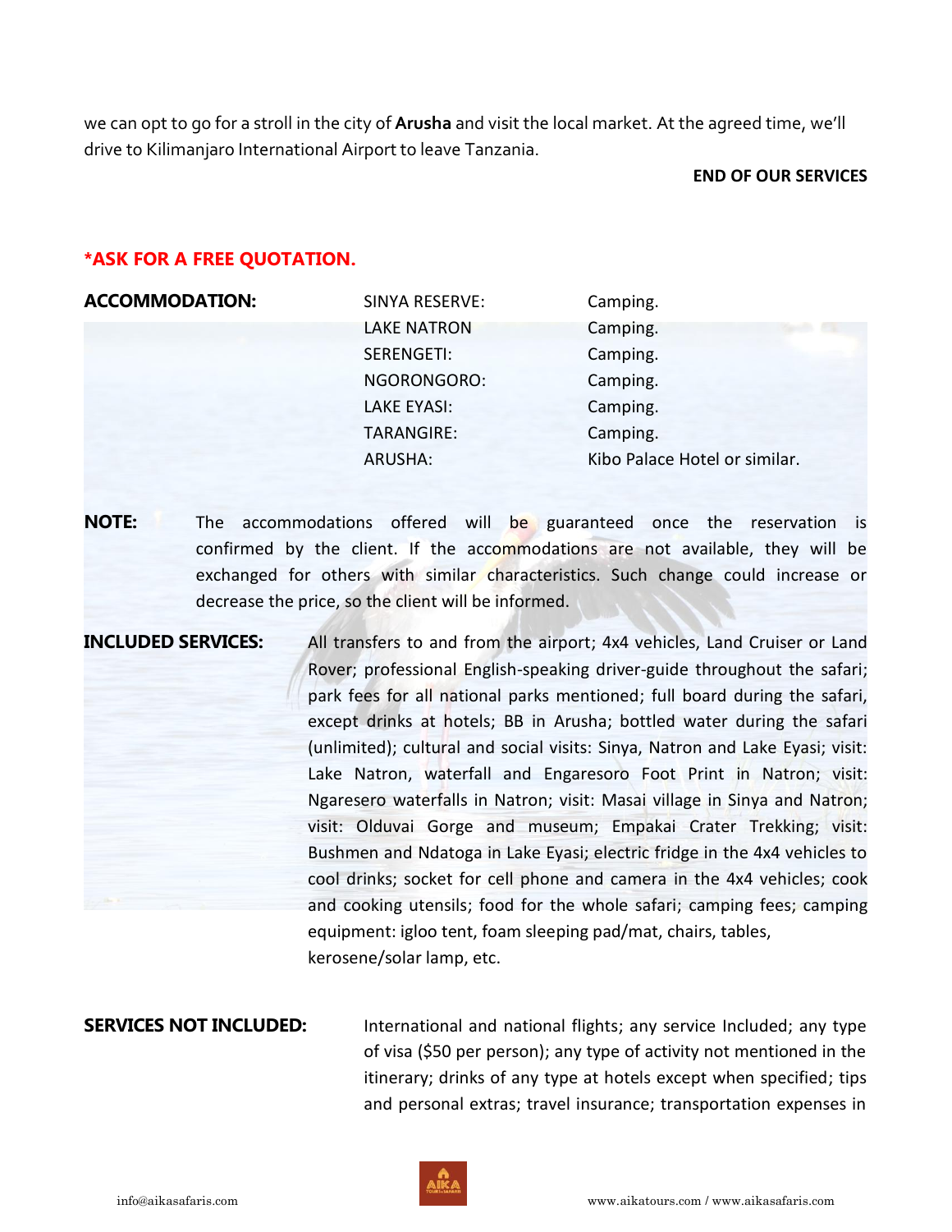we can opt to go for a stroll in the city of **Arusha** and visit the local market. At the agreed time, we'll drive to Kilimanjaro International Airport to leave Tanzania.

**END OF OUR SERVICES**

**\*ASK FOR A FREE QUOTATION.**

**ACCOMMODATION:**

| | |
|---|---|
| SINYA RESERVE: | Camping. |
| LAKE NATRON | Camping. |
| SERENGETI: | Camping. |
| NGORONGORO: | Camping. |
| LAKE EYASI: | Camping. |
| TARANGIRE: | Camping. |
| ARUSHA: | Kibo Palace Hotel or similar. |

**NOTE:** The accommodations offered will be guaranteed once the reservation is confirmed by the client. If the accommodations are not available, they will be exchanged for others with similar characteristics. Such change could increase or decrease the price, so the client will be informed.

**INCLUDED SERVICES:** All transfers to and from the airport; 4x4 vehicles, Land Cruiser or Land Rover; professional English-speaking driver-guide throughout the safari; park fees for all national parks mentioned; full board during the safari, except drinks at hotels; BB in Arusha; bottled water during the safari (unlimited); cultural and social visits: Sinya, Natron and Lake Eyasi; visit: Lake Natron, waterfall and Engaresoro Foot Print in Natron; visit: Ngaresero waterfalls in Natron; visit: Masai village in Sinya and Natron; visit: Olduvai Gorge and museum; Empakai Crater Trekking; visit: Bushmen and Ndatoga in Lake Eyasi; electric fridge in the 4x4 vehicles to cool drinks; socket for cell phone and camera in the 4x4 vehicles; cook and cooking utensils; food for the whole safari; camping fees; camping equipment: igloo tent, foam sleeping pad/mat, chairs, tables, kerosene/solar lamp, etc.

**SERVICES NOT INCLUDED:** International and national flights; any service Included; any type of visa ($50 per person); any type of activity not mentioned in the itinerary; drinks of any type at hotels except when specified; tips and personal extras; travel insurance; transportation expenses in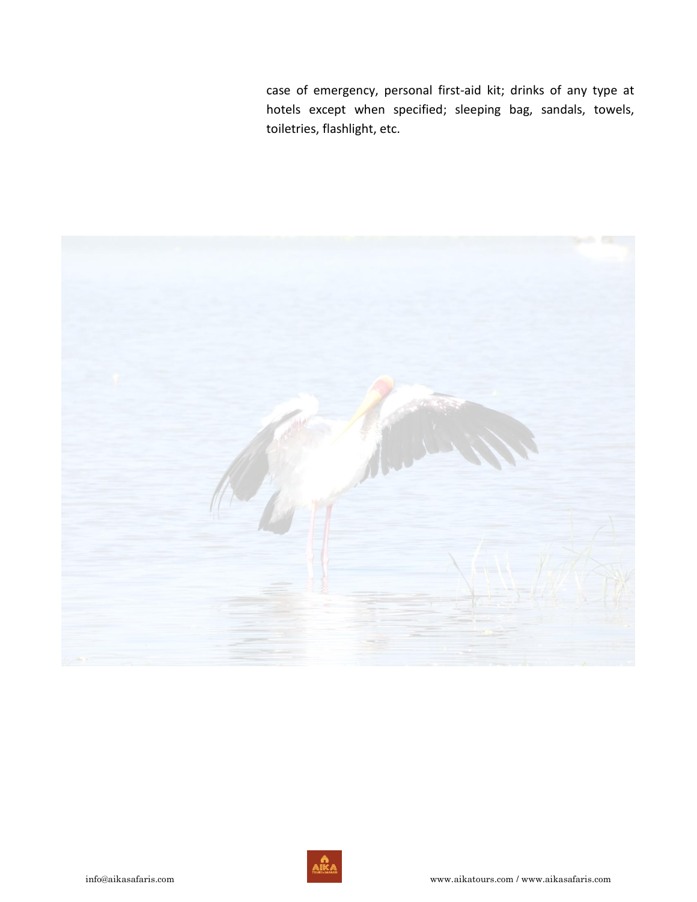case of emergency, personal first-aid kit; drinks of any type at hotels except when specified; sleeping bag, sandals, towels, toiletries, flashlight, etc.